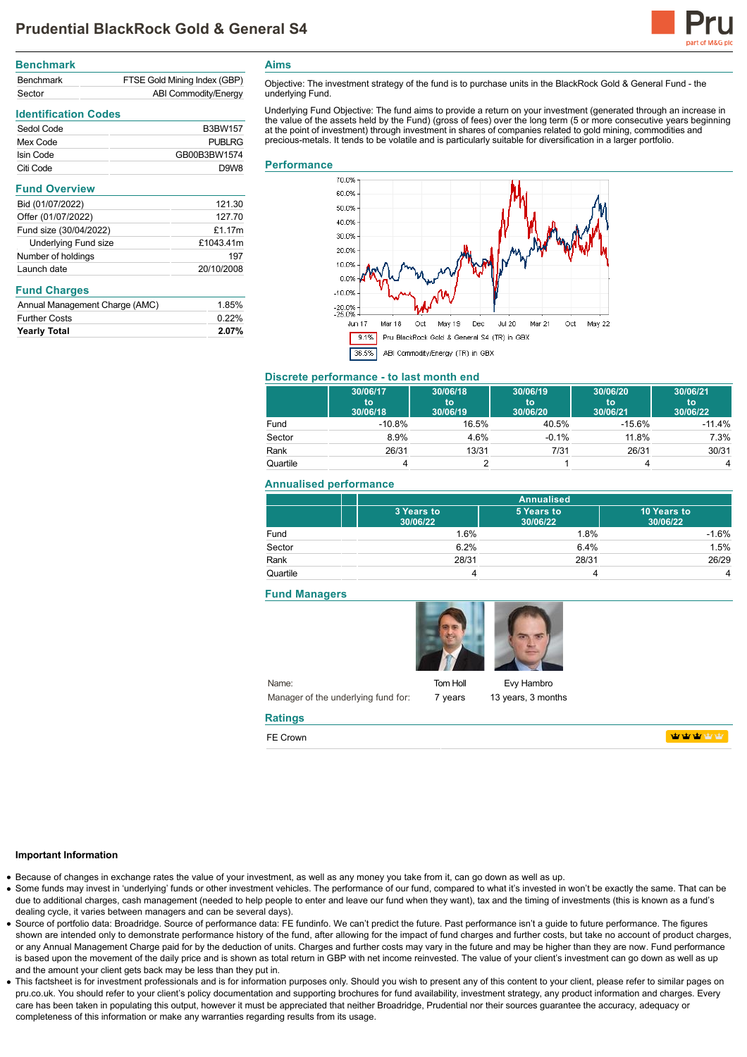# Prudential BlackRock Gold & General S4

## Benchmark

| | |
|---|---|
| Benchmark | FTSE Gold Mining Index (GBP) |
| Sector | ABI Commodity/Energy |

## Identification Codes

| | |
|---|---|
| Sedol Code | B3BW157 |
| Mex Code | PUBLRG |
| Isin Code | GB00B3BW1574 |
| Citi Code | D9W8 |

## Fund Overview

| | |
|---|---|
| Bid (01/07/2022) | 121.30 |
| Offer (01/07/2022) | 127.70 |
| Fund size (30/04/2022) | £1.17m |
| Underlying Fund size | £1043.41m |
| Number of holdings | 197 |
| Launch date | 20/10/2008 |

## Fund Charges

| | |
|---|---|
| Annual Management Charge (AMC) | 1.85% |
| Further Costs | 0.22% |
| **Yearly Total** | **2.07%** |

## Aims

Objective: The investment strategy of the fund is to purchase units in the BlackRock Gold & General Fund - the underlying Fund.

Underlying Fund Objective: The fund aims to provide a return on your investment (generated through an increase in the value of the assets held by the Fund) (gross of fees) over the long term (5 or more consecutive years beginning at the point of investment) through investment in shares of companies related to gold mining, commodities and precious-metals. It tends to be volatile and is particularly suitable for diversification in a larger portfolio.

## Performance

9.1% Pru BlackRock Gold & General S4 (TR) in GBX

36.5% ABI Commodity/Energy (TR) in GBX

## Discrete performance - to last month end

| | 30/06/17 to 30/06/18 | 30/06/18 to 30/06/19 | 30/06/19 to 30/06/20 | 30/06/20 to 30/06/21 | 30/06/21 to 30/06/22 |
|---|---|---|---|---|---|
| Fund | -10.8% | 16.5% | 40.5% | -15.6% | -11.4% |
| Sector | 8.9% | 4.6% | -0.1% | 11.8% | 7.3% |
| Rank | 26/31 | 13/31 | 7/31 | 26/31 | 30/31 |
| Quartile | 4 | 2 | 1 | 4 | 4 |

## Annualised performance

| | Annualised | | |
|---|---|---|---|
| | 3 Years to 30/06/22 | 5 Years to 30/06/22 | 10 Years to 30/06/22 |
| Fund | 1.6% | 1.8% | -1.6% |
| Sector | 6.2% | 6.4% | 1.5% |
| Rank | 28/31 | 28/31 | 26/29 |
| Quartile | 4 | 4 | 4 |

## Fund Managers

| | | |
|---|---|---|
| Name: | Tom Holl | Evy Hambro |
| Manager of the underlying fund for: | 7 years | 13 years, 3 months |

## Ratings

| | |
|---|---|
| FE Crown | 3 |

### Important Information

- Because of changes in exchange rates the value of your investment, as well as any money you take from it, can go down as well as up.
- Some funds may invest in 'underlying' funds or other investment vehicles. The performance of our fund, compared to what it's invested in won't be exactly the same. That can be due to additional charges, cash management (needed to help people to enter and leave our fund when they want), tax and the timing of investments (this is known as a fund's dealing cycle, it varies between managers and can be several days).
- Source of portfolio data: Broadridge. Source of performance data: FE fundinfo. We can't predict the future. Past performance isn't a guide to future performance. The figures shown are intended only to demonstrate performance history of the fund, after allowing for the impact of fund charges and further costs, but take no account of product charges, or any Annual Management Charge paid for by the deduction of units. Charges and further costs may vary in the future and may be higher than they are now. Fund performance is based upon the movement of the daily price and is shown as total return in GBP with net income reinvested. The value of your client's investment can go down as well as up and the amount your client gets back may be less than they put in.
- This factsheet is for investment professionals and is for information purposes only. Should you wish to present any of this content to your client, please refer to similar pages on pru.co.uk. You should refer to your client's policy documentation and supporting brochures for fund availability, investment strategy, any product information and charges. Every care has been taken in populating this output, however it must be appreciated that neither Broadridge, Prudential nor their sources guarantee the accuracy, adequacy or completeness of this information or make any warranties regarding results from its usage.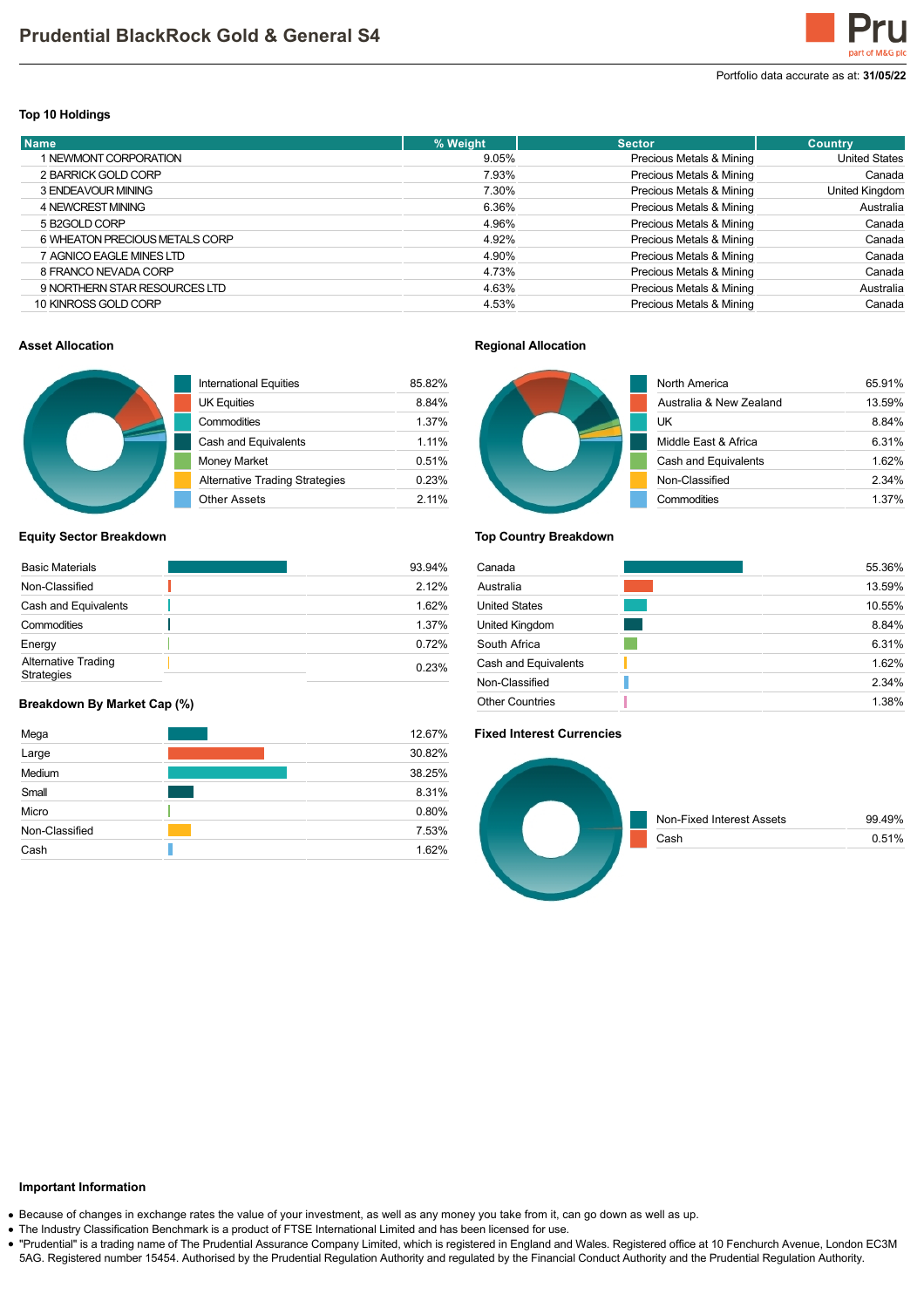# Prudential BlackRock Gold & General S4

Portfolio data accurate as at: **31/05/22**

### Top 10 Holdings

| Name | % Weight | Sector | Country |
|---|---|---|---|
| 1 NEWMONT CORPORATION | 9.05% | Precious Metals & Mining | United States |
| 2 BARRICK GOLD CORP | 7.93% | Precious Metals & Mining | Canada |
| 3 ENDEAVOUR MINING | 7.30% | Precious Metals & Mining | United Kingdom |
| 4 NEWCREST MINING | 6.36% | Precious Metals & Mining | Australia |
| 5 B2GOLD CORP | 4.96% | Precious Metals & Mining | Canada |
| 6 WHEATON PRECIOUS METALS CORP | 4.92% | Precious Metals & Mining | Canada |
| 7 AGNICO EAGLE MINES LTD | 4.90% | Precious Metals & Mining | Canada |
| 8 FRANCO NEVADA CORP | 4.73% | Precious Metals & Mining | Canada |
| 9 NORTHERN STAR RESOURCES LTD | 4.63% | Precious Metals & Mining | Australia |
| 10 KINROSS GOLD CORP | 4.53% | Precious Metals & Mining | Canada |

### Asset Allocation

International Equities 85.82%
UK Equities 8.84%
Commodities 1.37%
Cash and Equivalents 1.11%
Money Market 0.51%
Alternative Trading Strategies 0.23%
Other Assets 2.11%

### Regional Allocation

North America 65.91%
Australia & New Zealand 13.59%
UK 8.84%
Middle East & Africa 6.31%
Cash and Equivalents 1.62%
Non-Classified 2.34%
Commodities 1.37%

### Equity Sector Breakdown

Basic Materials 93.94%
Non-Classified 2.12%
Cash and Equivalents 1.62%
Commodities 1.37%
Energy 0.72%
Alternative Trading Strategies 0.23%

### Top Country Breakdown

Canada 55.36%
Australia 13.59%
United States 10.55%
United Kingdom 8.84%
South Africa 6.31%
Cash and Equivalents 1.62%
Non-Classified 2.34%
Other Countries 1.38%

### Breakdown By Market Cap (%)

Mega 12.67%
Large 30.82%
Medium 38.25%
Small 8.31%
Micro 0.80%
Non-Classified 7.53%
Cash 1.62%

### Fixed Interest Currencies

Non-Fixed Interest Assets 99.49%
Cash 0.51%

### Important Information

- Because of changes in exchange rates the value of your investment, as well as any money you take from it, can go down as well as up.
- The Industry Classification Benchmark is a product of FTSE International Limited and has been licensed for use.
- "Prudential" is a trading name of The Prudential Assurance Company Limited, which is registered in England and Wales. Registered office at 10 Fenchurch Avenue, London EC3M 5AG. Registered number 15454. Authorised by the Prudential Regulation Authority and regulated by the Financial Conduct Authority and the Prudential Regulation Authority.